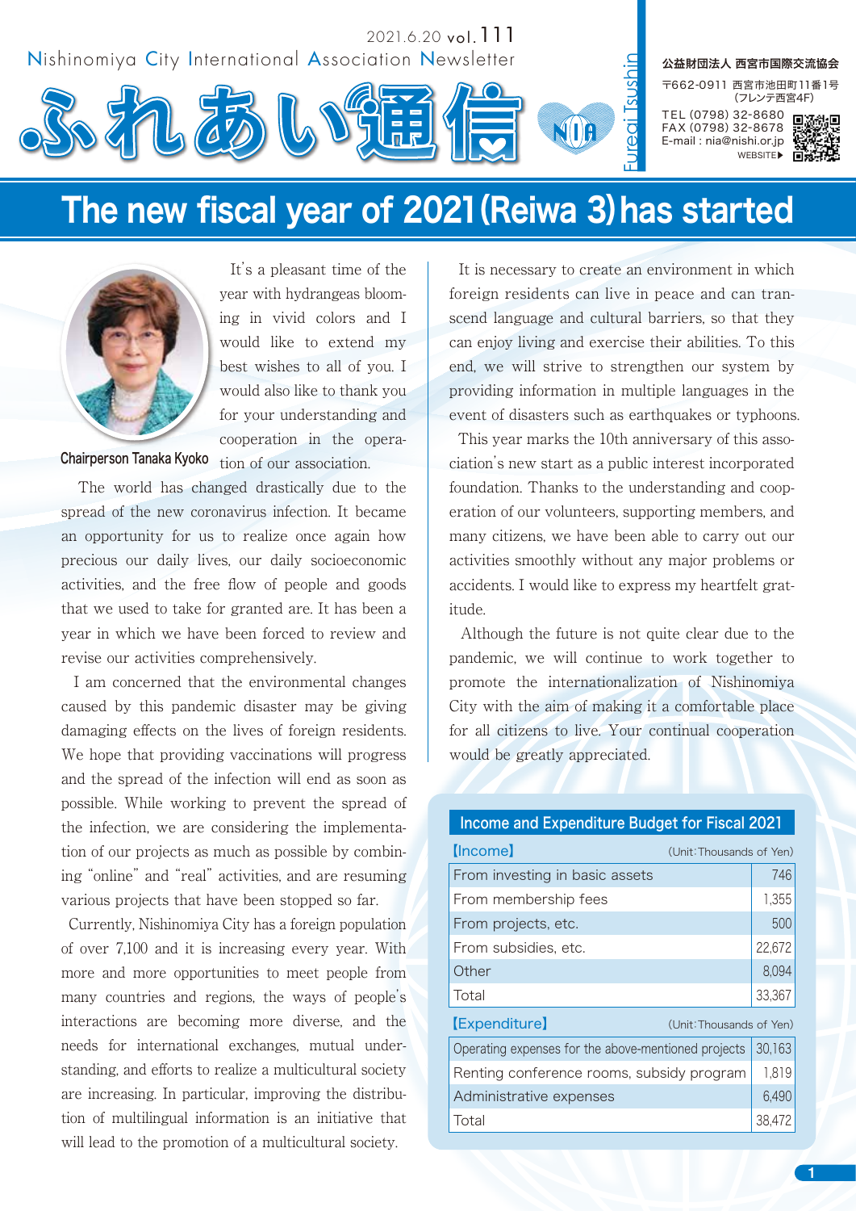2021.6.20 vol.111

Nishinomiya City International Association Newsletter

# ふれあい通信 Fureai Tsushin

公益財団法人 西宮市国際交流協会
〒662-0911 西宮市池田町11番1号 (フレンテ西宮4F)
TEL (0798) 32-8680
FAX (0798) 32-8678
E-mail : nia@nishi.or.jp
WEBSITE▶

# The new fiscal year of 2021 (Reiwa 3) has started

Chairperson Tanaka Kyoko

It's a pleasant time of the year with hydrangeas blooming in vivid colors and I would like to extend my best wishes to all of you. I would also like to thank you for your understanding and cooperation in the operation of our association.

The world has changed drastically due to the spread of the new coronavirus infection. It became an opportunity for us to realize once again how precious our daily lives, our daily socioeconomic activities, and the free flow of people and goods that we used to take for granted are. It has been a year in which we have been forced to review and revise our activities comprehensively.

I am concerned that the environmental changes caused by this pandemic disaster may be giving damaging effects on the lives of foreign residents. We hope that providing vaccinations will progress and the spread of the infection will end as soon as possible. While working to prevent the spread of the infection, we are considering the implementation of our projects as much as possible by combining "online" and "real" activities, and are resuming various projects that have been stopped so far.

Currently, Nishinomiya City has a foreign population of over 7,100 and it is increasing every year. With more and more opportunities to meet people from many countries and regions, the ways of people's interactions are becoming more diverse, and the needs for international exchanges, mutual understanding, and efforts to realize a multicultural society are increasing. In particular, improving the distribution of multilingual information is an initiative that will lead to the promotion of a multicultural society.

It is necessary to create an environment in which foreign residents can live in peace and can transcend language and cultural barriers, so that they can enjoy living and exercise their abilities. To this end, we will strive to strengthen our system by providing information in multiple languages in the event of disasters such as earthquakes or typhoons.

This year marks the 10th anniversary of this association's new start as a public interest incorporated foundation. Thanks to the understanding and cooperation of our volunteers, supporting members, and many citizens, we have been able to carry out our activities smoothly without any major problems or accidents. I would like to express my heartfelt gratitude.

Although the future is not quite clear due to the pandemic, we will continue to work together to promote the internationalization of Nishinomiya City with the aim of making it a comfortable place for all citizens to live. Your continual cooperation would be greatly appreciated.

## Income and Expenditure Budget for Fiscal 2021

【Income】 (Unit: Thousands of Yen)

| Item | Amount |
|---|---|
| From investing in basic assets | 746 |
| From membership fees | 1,355 |
| From projects, etc. | 500 |
| From subsidies, etc. | 22,672 |
| Other | 8,094 |
| Total | 33,367 |

【Expenditure】 (Unit: Thousands of Yen)

| Item | Amount |
|---|---|
| Operating expenses for the above-mentioned projects | 30,163 |
| Renting conference rooms, subsidy program | 1,819 |
| Administrative expenses | 6,490 |
| Total | 38,472 |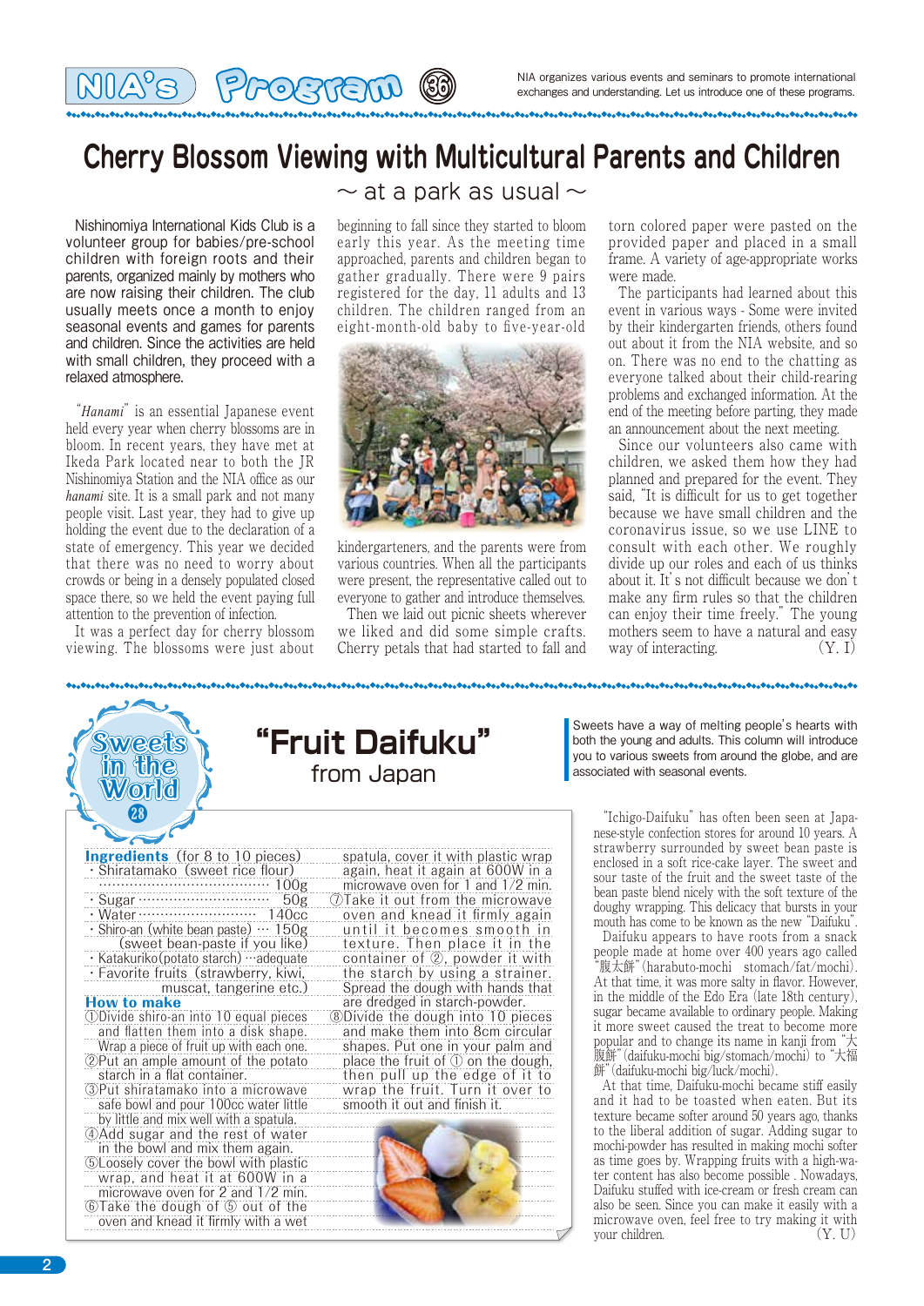# NIA's Program 36

NIA organizes various events and seminars to promote international exchanges and understanding. Let us introduce one of these programs.

## Cherry Blossom Viewing with Multicultural Parents and Children

### ~ at a park as usual ~

Nishinomiya International Kids Club is a volunteer group for babies/pre-school children with foreign roots and their parents, organized mainly by mothers who are now raising their children. The club usually meets once a month to enjoy seasonal events and games for parents and children. Since the activities are held with small children, they proceed with a relaxed atmosphere.

"*Hanami*" is an essential Japanese event held every year when cherry blossoms are in bloom. In recent years, they have met at Ikeda Park located near to both the JR Nishinomiya Station and the NIA office as our *hanami* site. It is a small park and not many people visit. Last year, they had to give up holding the event due to the declaration of a state of emergency. This year we decided that there was no need to worry about crowds or being in a densely populated closed space there, so we held the event paying full attention to the prevention of infection.

It was a perfect day for cherry blossom viewing. The blossoms were just about beginning to fall since they started to bloom early this year. As the meeting time approached, parents and children began to gather gradually. There were 9 pairs registered for the day, 11 adults and 13 children. The children ranged from an eight-month-old baby to five-year-old kindergarteners, and the parents were from various countries. When all the participants were present, the representative called out to everyone to gather and introduce themselves.

Then we laid out picnic sheets wherever we liked and did some simple crafts. Cherry petals that had started to fall and torn colored paper were pasted on the provided paper and placed in a small frame. A variety of age-appropriate works were made.

The participants had learned about this event in various ways - Some were invited by their kindergarten friends, others found out about it from the NIA website, and so on. There was no end to the chatting as everyone talked about their child-rearing problems and exchanged information. At the end of the meeting before parting, they made an announcement about the next meeting.

Since our volunteers also came with children, we asked them how they had planned and prepared for the event. They said, "It is difficult for us to get together because we have small children and the coronavirus issue, so we use LINE to consult with each other. We roughly divide up our roles and each of us thinks about it. It's not difficult because we don't make any firm rules so that the children can enjoy their time freely." The young mothers seem to have a natural and easy way of interacting. (Y. I)

---

# Sweets in the World 28

## "Fruit Daifuku" from Japan

Sweets have a way of melting people's hearts with both the young and adults. This column will introduce you to various sweets from around the globe, and are associated with seasonal events.

**Ingredients** (for 8 to 10 pieces)

- Shiratamako (sweet rice flour) ……… 100g
- Sugar ……… 50g
- Water ……… 140cc
- Shiro-an (white bean paste) … 150g (sweet bean-paste if you like)
- Katakuriko(potato starch) …adequate
- Favorite fruits (strawberry, kiwi, muscat, tangerine etc.)

**How to make**

① Divide shiro-an into 10 equal pieces and flatten them into a disk shape. Wrap a piece of fruit up with each one.
② Put an ample amount of the potato starch in a flat container.
③ Put shiratamako into a microwave safe bowl and pour 100cc water little by little and mix well with a spatula.
④ Add sugar and the rest of water in the bowl and mix them again.
⑤ Loosely cover the bowl with plastic wrap, and heat it at 600W in a microwave oven for 2 and 1/2 min.
⑥ Take the dough of ⑤ out of the oven and knead it firmly with a wet spatula, cover it with plastic wrap again, heat it again at 600W in a microwave oven for 1 and 1/2 min.
⑦ Take it out from the microwave oven and knead it firmly again until it becomes smooth in texture. Then place it in the container of ②, powder it with the starch by using a strainer. Spread the dough with hands that are dredged in starch-powder.
⑧ Divide the dough into 10 pieces and make them into 8cm circular shapes. Put one in your palm and place the fruit of ① on the dough, then pull up the edge of it to wrap the fruit. Turn it over to smooth it out and finish it.

"Ichigo-Daifuku" has often been seen at Japanese-style confection stores for around 10 years. A strawberry surrounded by sweet bean paste is enclosed in a soft rice-cake layer. The sweet and sour taste of the fruit and the sweet taste of the bean paste blend nicely with the soft texture of the doughy wrapping. This delicacy that bursts in your mouth has come to be known as the new "Daifuku".

Daifuku appears to have roots from a snack people made at home over 400 years ago called "腹太餅" (harabuto-mochi stomach/fat/mochi). At that time, it was more salty in flavor. However, in the middle of the Edo Era (late 18th century), sugar became available to ordinary people. Making it more sweet caused the treat to become more popular and to change its name in kanji from "大腹餅" (daifuku-mochi big/stomach/mochi) to "大福餅" (daifuku-mochi big/luck/mochi).

At that time, Daifuku-mochi became stiff easily and it had to be toasted when eaten. But its texture became softer around 50 years ago, thanks to the liberal addition of sugar. Adding sugar to mochi-powder has resulted in making mochi softer as time goes by. Wrapping fruits with a high-water content has also become possible . Nowadays, Daifuku stuffed with ice-cream or fresh cream can also be seen. Since you can make it easily with a microwave oven, feel free to try making it with your children. (Y. U)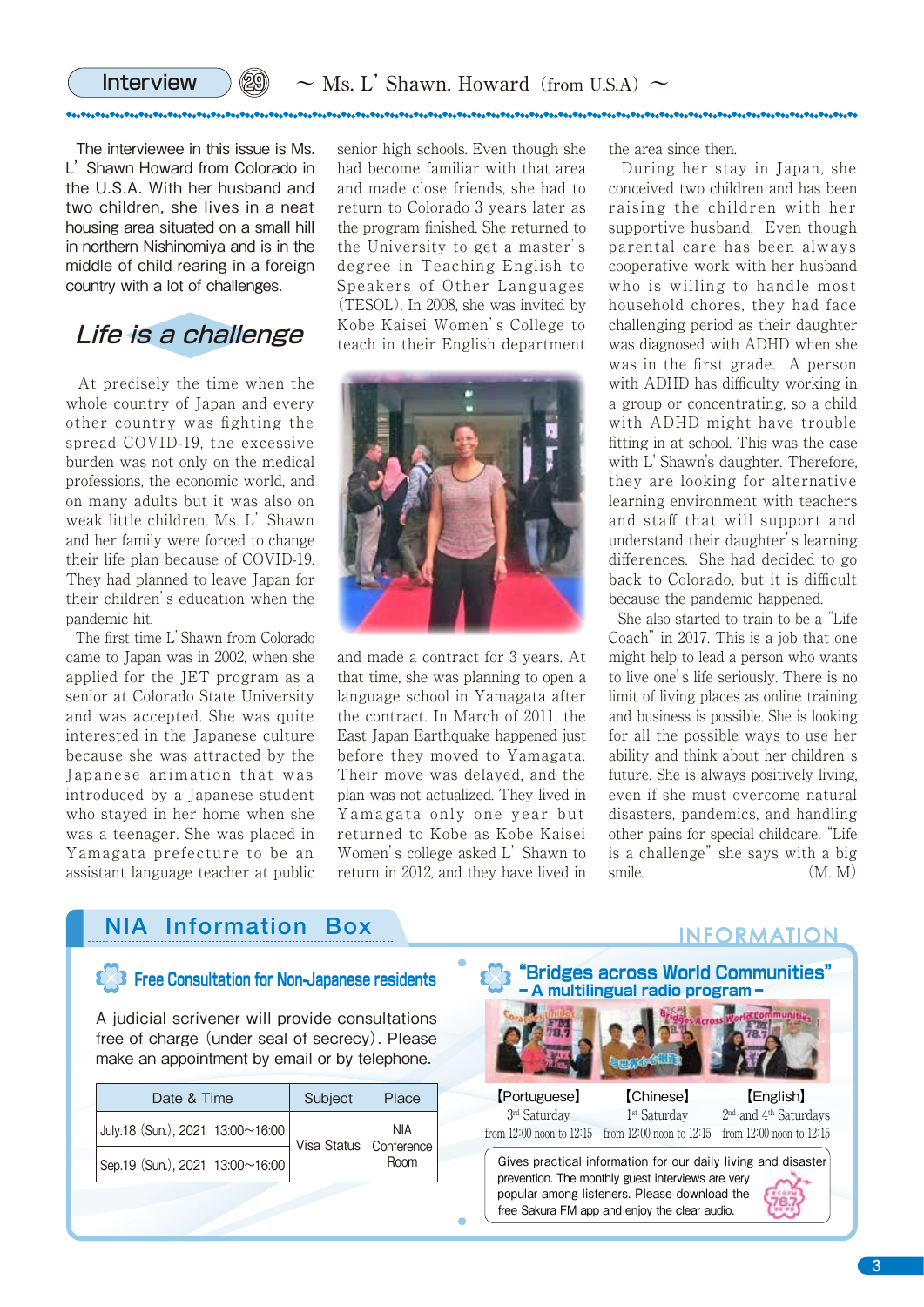# Interview ㉙ ~ Ms. L' Shawn. Howard (from U.S.A) ~

The interviewee in this issue is Ms. L' Shawn Howard from Colorado in the U.S.A. With her husband and two children, she lives in a neat housing area situated on a small hill in northern Nishinomiya and is in the middle of child rearing in a foreign country with a lot of challenges.

## *Life is a challenge*

At precisely the time when the whole country of Japan and every other country was fighting the spread COVID-19, the excessive burden was not only on the medical professions, the economic world, and on many adults but it was also on weak little children. Ms. L' Shawn and her family were forced to change their life plan because of COVID-19. They had planned to leave Japan for their children's education when the pandemic hit.

The first time L' Shawn from Colorado came to Japan was in 2002, when she applied for the JET program as a senior at Colorado State University and was accepted. She was quite interested in the Japanese culture because she was attracted by the Japanese animation that was introduced by a Japanese student who stayed in her home when she was a teenager. She was placed in Yamagata prefecture to be an assistant language teacher at public senior high schools. Even though she had become familiar with that area and made close friends, she had to return to Colorado 3 years later as the program finished. She returned to the University to get a master's degree in Teaching English to Speakers of Other Languages (TESOL). In 2008, she was invited by Kobe Kaisei Women's College to teach in their English department and made a contract for 3 years. At that time, she was planning to open a language school in Yamagata after the contract. In March of 2011, the East Japan Earthquake happened just before they moved to Yamagata. Their move was delayed, and the plan was not actualized. They lived in Yamagata only one year but returned to Kobe as Kobe Kaisei Women's college asked L' Shawn to return in 2012, and they have lived in the area since then.

During her stay in Japan, she conceived two children and has been raising the children with her supportive husband. Even though parental care has been always cooperative work with her husband who is willing to handle most household chores, they had face challenging period as their daughter was diagnosed with ADHD when she was in the first grade. A person with ADHD has difficulty working in a group or concentrating, so a child with ADHD might have trouble fitting in at school. This was the case with L' Shawn's daughter. Therefore, they are looking for alternative learning environment with teachers and staff that will support and understand their daughter's learning differences. She had decided to go back to Colorado, but it is difficult because the pandemic happened.

She also started to train to be a "Life Coach" in 2017. This is a job that one might help to lead a person who wants to live one's life seriously. There is no limit of living places as online training and business is possible. She is looking for all the possible ways to use her ability and think about her children's future. She is always positively living, even if she must overcome natural disasters, pandemics, and handling other pains for special childcare. "Life is a challenge" she says with a big smile. (M. M)

## NIA Information Box

INFORMATION

### Free Consultation for Non-Japanese residents

A judicial scrivener will provide consultations free of charge (under seal of secrecy). Please make an appointment by email or by telephone.

| Date & Time | Subject | Place |
|---|---|---|
| July.18 (Sun.), 2021 13:00~16:00 | Visa Status | NIA Conference Room |
| Sep.19 (Sun.), 2021 13:00~16:00 | | |

### "Bridges across World Communities" – A multilingual radio program –

| [Portuguese] | [Chinese] | [English] |
|---|---|---|
| 3rd Saturday | 1st Saturday | 2nd and 4th Saturdays |
| from 12:00 noon to 12:15 | from 12:00 noon to 12:15 | from 12:00 noon to 12:15 |

Gives practical information for our daily living and disaster prevention. The monthly guest interviews are very popular among listeners. Please download the free Sakura FM app and enjoy the clear audio.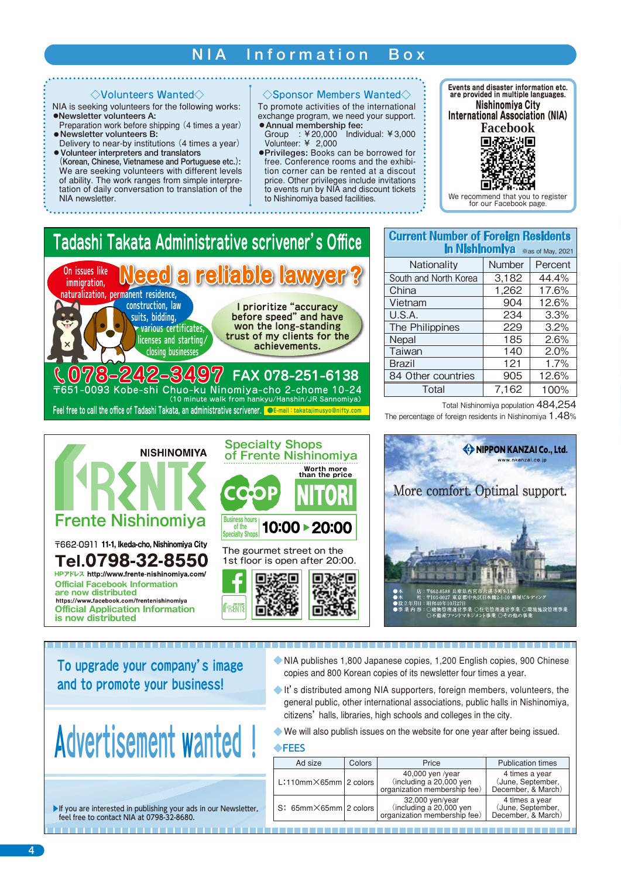# NIA Information Box

## ◇Volunteers Wanted◇

NIA is seeking volunteers for the following works:

- **Newsletter volunteers A:**
  Preparation work before shipping (4 times a year)
- **Newsletter volunteers B:**
  Delivery to near-by institutions (4 times a year)
- **Volunteer interpreters and translators**
  (**Korean, Chinese, Vietnamese and Portuguese etc.**):
  We are seeking volunteers with different levels of ability. The work ranges from simple interpretation of daily conversation to translation of the NIA newsletter.

## ◇Sponsor Members Wanted◇

To promote activities of the international exchange program, we need your support.

- **Annual membership fee:**
  Group : ¥20,000 Individual: ¥3,000
  Volunteer: ¥ 2,000
- **Privileges:** Books can be borrowed for free. Conference rooms and the exhibition corner can be rented at a discount price. Other privileges include invitations to events run by NIA and discount tickets to Nishinomiya based facilities.

Events and disaster information etc. are provided in multiple languages.

**Nishinomiya City International Association (NIA) Facebook**

We recommend that you to register for our Facebook page.

---

## Tadashi Takata Administrative scrivener's Office

**Need a reliable lawyer?**

On issues like immigration, naturalization, permanent residence, construction, law suits, bidding, various certificates, licenses and starting/closing businesses

I prioritize "accuracy before speed" and have won the long-standing trust of my clients for the achievements.

**078-242-3497** FAX 078-251-6138

〒651-0093 Kobe-shi Chuo-ku Ninomiya-cho 2-chome 10-24
(10 minute walk from hankyu/Hanshin/JR Sannomiya)

Feel free to call the office of Tadashi Takata, an administrative scrivener. ●E-mail : takatajimusyo@nifty.com

---

## Current Number of Foreign Residents In Nishinomiya

※as of May, 2021

| Nationality | Number | Percent |
|---|---|---|
| South and North Korea | 3,182 | 44.4% |
| China | 1,262 | 17.6% |
| Vietnam | 904 | 12.6% |
| U.S.A. | 234 | 3.3% |
| The Philippines | 229 | 3.2% |
| Nepal | 185 | 2.6% |
| Taiwan | 140 | 2.0% |
| Brazil | 121 | 1.7% |
| 84 Other countries | 905 | 12.6% |
| Total | 7,162 | 100% |

Total Nishinomiya population 484,254

The percentage of foreign residents in Nishinomiya 1.48%

---

## NISHINOMIYA FRENTE — Frente Nishinomiya

〒662-0911 11-1, Ikeda-cho, Nishinomiya City

**Tel.0798-32-8550**

HPアドレス http://www.frente-nishinomiya.com/

Official Facebook Information are now distributed

https://www.facebook.com/frentenishinomiya

Official Application Information is now distributed

### Specialty Shops of Frente Nishinomiya

COOP / NITORI (Worth more than the price)

Business hours of the Specialty Shops **10:00 ▸ 20:00**

The gourmet street on the 1st floor is open after 20:00.

---

## NIPPON KANZAI Co., Ltd.

www.nkanzai.co.jp

More comfort. Optimal support.

●本　　店：〒662-8588 兵庫県西宮市六湛寺町9-16
●本　　社：〒103-0027 東京都中央区日本橋2-1-10 柳屋ビルディング
●設立年月日：昭和40年10月27日
●事 業 内 容：○建物管理運営事業 ○住宅管理運営事業 ○環境施設管理事業 ○不動産ファンドマネジメント事業 ○その他の事業

---

## To upgrade your company's image and to promote your business!

# Advertisement wanted!

- NIA publishes 1,800 Japanese copies, 1,200 English copies, 900 Chinese copies and 800 Korean copies of its newsletter four times a year.
- It's distributed among NIA supporters, foreign members, volunteers, the general public, other international associations, public halls in Nishinomiya, citizens' halls, libraries, high schools and colleges in the city.
- We will also publish issues on the website for one year after being issued.

### FEES

| Ad size | Colors | Price | Publication times |
|---|---|---|---|
| L:110mm×65mm | 2 colors | 40,000 yen /year (including a 20,000 yen organization membership fee) | 4 times a year (June, September, December, & March) |
| S: 65mm×65mm | 2 colors | 32,000 yen/year (including a 20,000 yen organization membership fee) | 4 times a year (June, September, December, & March) |

▶If you are interested in publishing your ads in our Newsletter, feel free to contact NIA at 0798-32-8680.